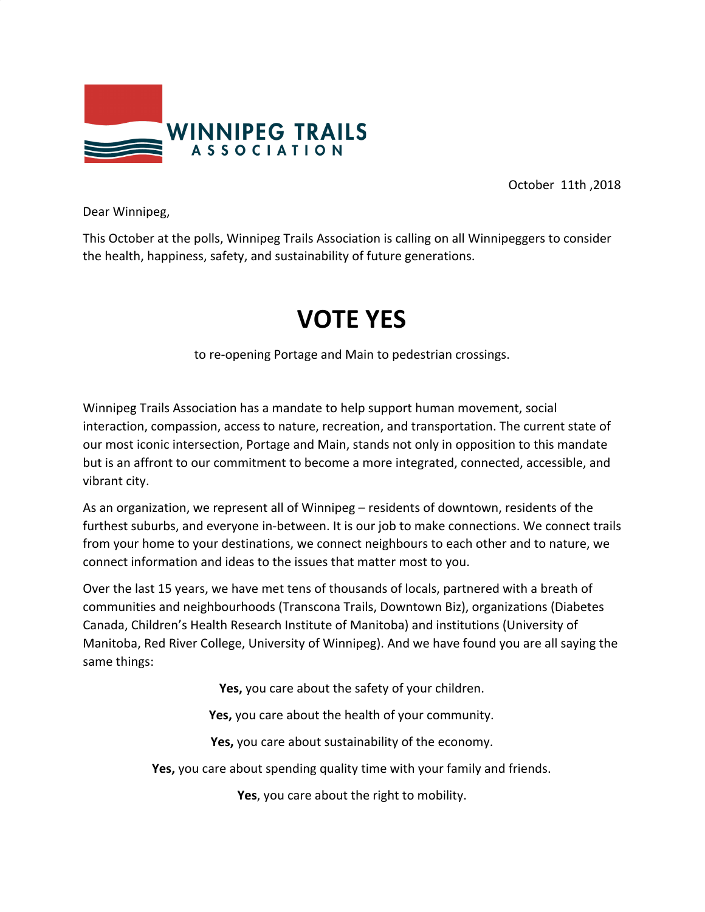WINNIPEG TRAILS ASSOCIATION

October 11th ,2018

Dear Winnipeg,

This October at the polls, Winnipeg Trails Association is calling on all Winnipeggers to consider the health, happiness, safety, and sustainability of future generations.

# VOTE YES

to re-opening Portage and Main to pedestrian crossings.

Winnipeg Trails Association has a mandate to help support human movement, social interaction, compassion, access to nature, recreation, and transportation. The current state of our most iconic intersection, Portage and Main, stands not only in opposition to this mandate but is an affront to our commitment to become a more integrated, connected, accessible, and vibrant city.

As an organization, we represent all of Winnipeg – residents of downtown, residents of the furthest suburbs, and everyone in-between. It is our job to make connections. We connect trails from your home to your destinations, we connect neighbours to each other and to nature, we connect information and ideas to the issues that matter most to you.

Over the last 15 years, we have met tens of thousands of locals, partnered with a breath of communities and neighbourhoods (Transcona Trails, Downtown Biz), organizations (Diabetes Canada, Children's Health Research Institute of Manitoba) and institutions (University of Manitoba, Red River College, University of Winnipeg). And we have found you are all saying the same things:

**Yes,** you care about the safety of your children.

**Yes,** you care about the health of your community.

**Yes,** you care about sustainability of the economy.

**Yes,** you care about spending quality time with your family and friends.

**Yes**, you care about the right to mobility.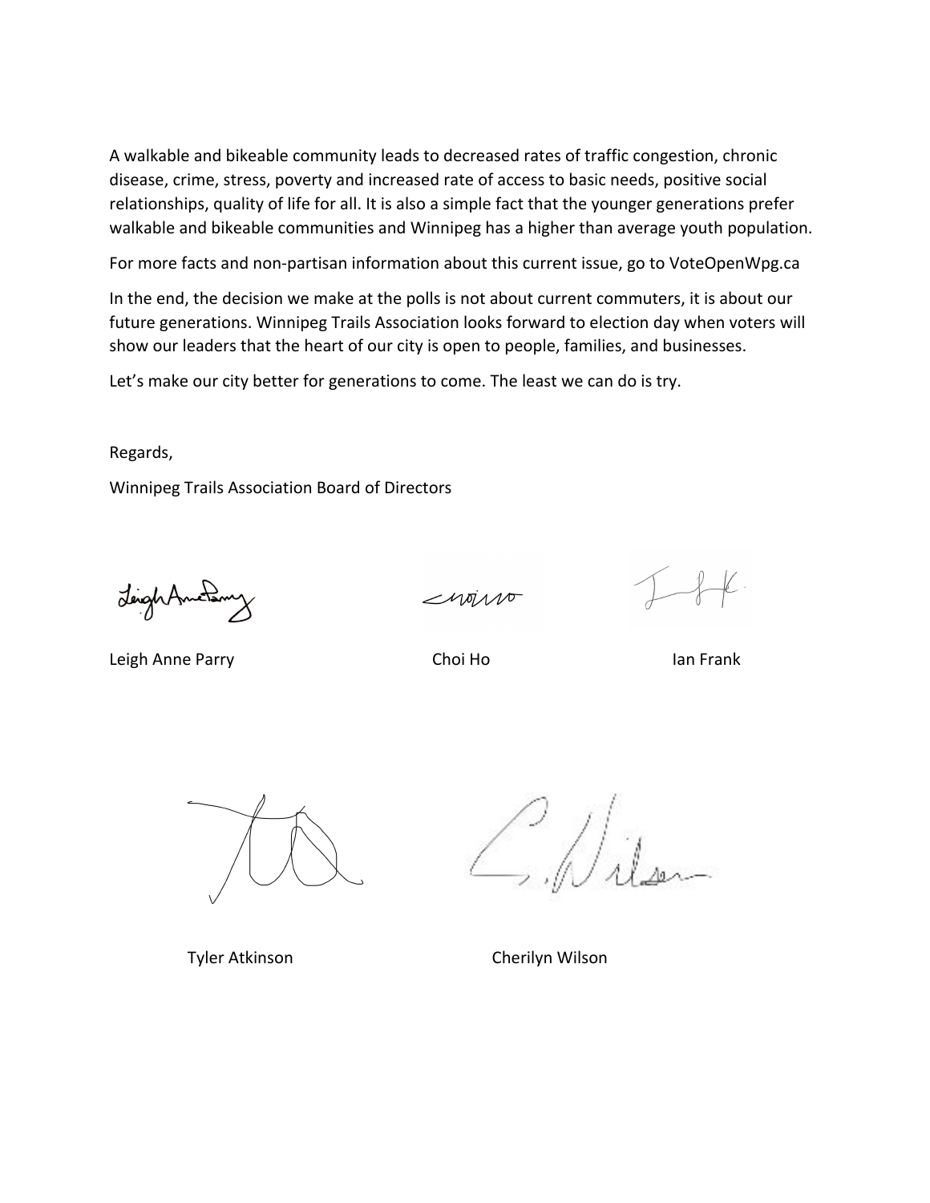A walkable and bikeable community leads to decreased rates of traffic congestion, chronic disease, crime, stress, poverty and increased rate of access to basic needs, positive social relationships, quality of life for all. It is also a simple fact that the younger generations prefer walkable and bikeable communities and Winnipeg has a higher than average youth population.

For more facts and non-partisan information about this current issue, go to VoteOpenWpg.ca

In the end, the decision we make at the polls is not about current commuters, it is about our future generations. Winnipeg Trails Association looks forward to election day when voters will show our leaders that the heart of our city is open to people, families, and businesses.

Let's make our city better for generations to come. The least we can do is try.

Regards,

Winnipeg Trails Association Board of Directors

Leigh Anne Parry

Choi Ho

Ian Frank

Tyler Atkinson

Cherilyn Wilson